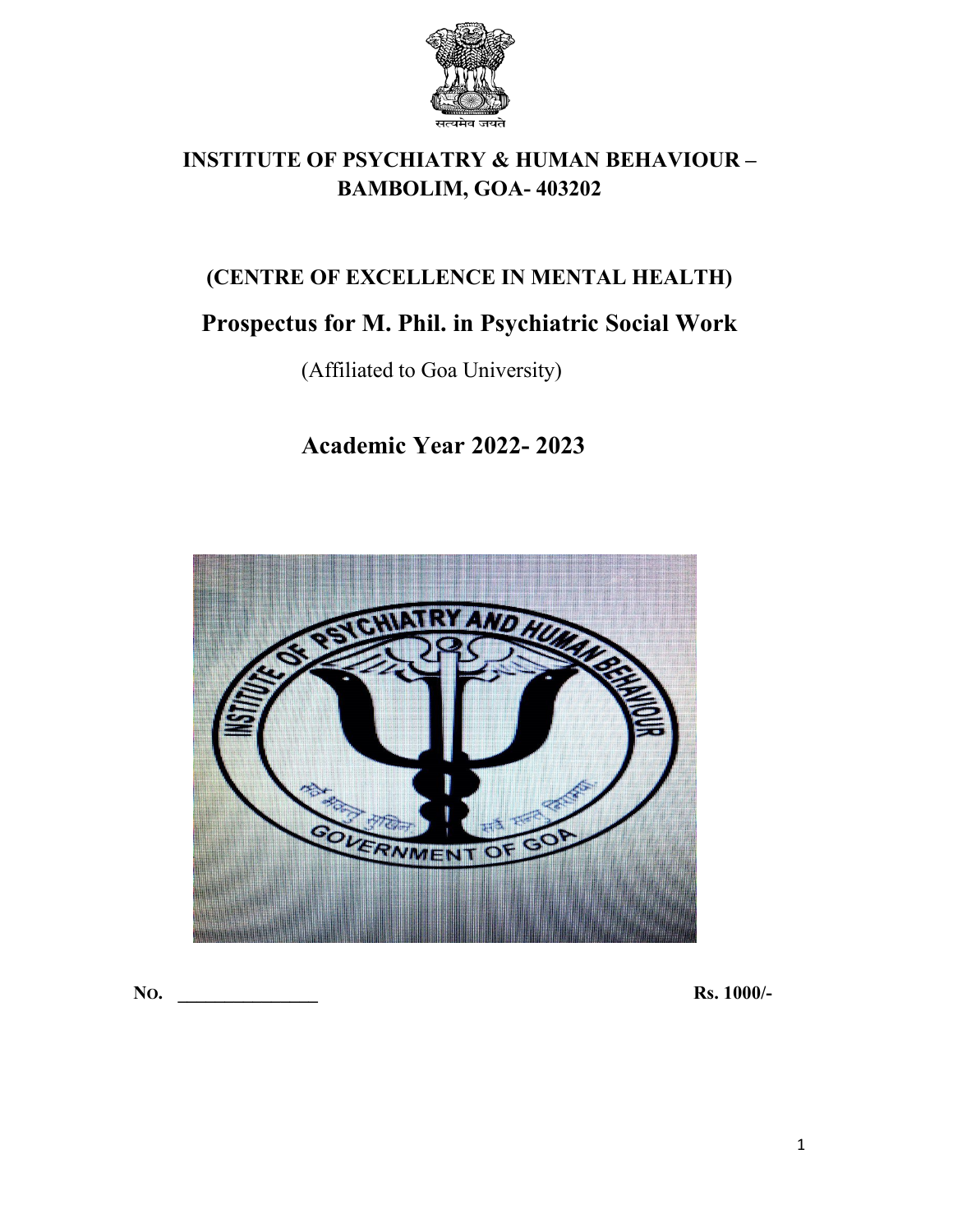सत्यमेव जयते

# INSTITUTE OF PSYCHIATRY & HUMAN BEHAVIOUR – BAMBOLIM, GOA- 403202

## (CENTRE OF EXCELLENCE IN MENTAL HEALTH)

## Prospectus for M. Phil. in Psychiatric Social Work

(Affiliated to Goa University)

## Academic Year 2022- 2023

**NO. _______________** **Rs. 1000/-**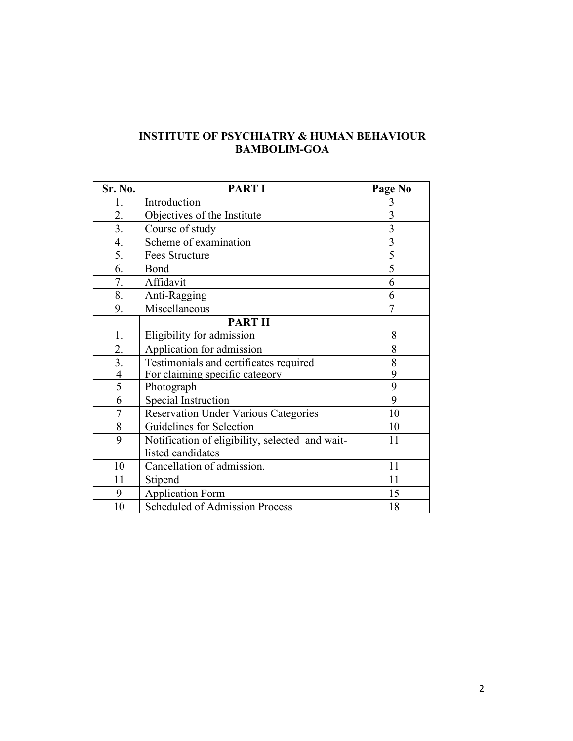**INSTITUTE OF PSYCHIATRY & HUMAN BEHAVIOUR**
**BAMBOLIM-GOA**

| Sr. No. | PART I | Page No |
|---|---|---|
| 1. | Introduction | 3 |
| 2. | Objectives of the Institute | 3 |
| 3. | Course of study | 3 |
| 4. | Scheme of examination | 3 |
| 5. | Fees Structure | 5 |
| 6. | Bond | 5 |
| 7. | Affidavit | 6 |
| 8. | Anti-Ragging | 6 |
| 9. | Miscellaneous | 7 |
| | **PART II** | |
| 1. | Eligibility for admission | 8 |
| 2. | Application for admission | 8 |
| 3. | Testimonials and certificates required | 8 |
| 4 | For claiming specific category | 9 |
| 5 | Photograph | 9 |
| 6 | Special Instruction | 9 |
| 7 | Reservation Under Various Categories | 10 |
| 8 | Guidelines for Selection | 10 |
| 9 | Notification of eligibility, selected and wait-listed candidates | 11 |
| 10 | Cancellation of admission. | 11 |
| 11 | Stipend | 11 |
| 9 | Application Form | 15 |
| 10 | Scheduled of Admission Process | 18 |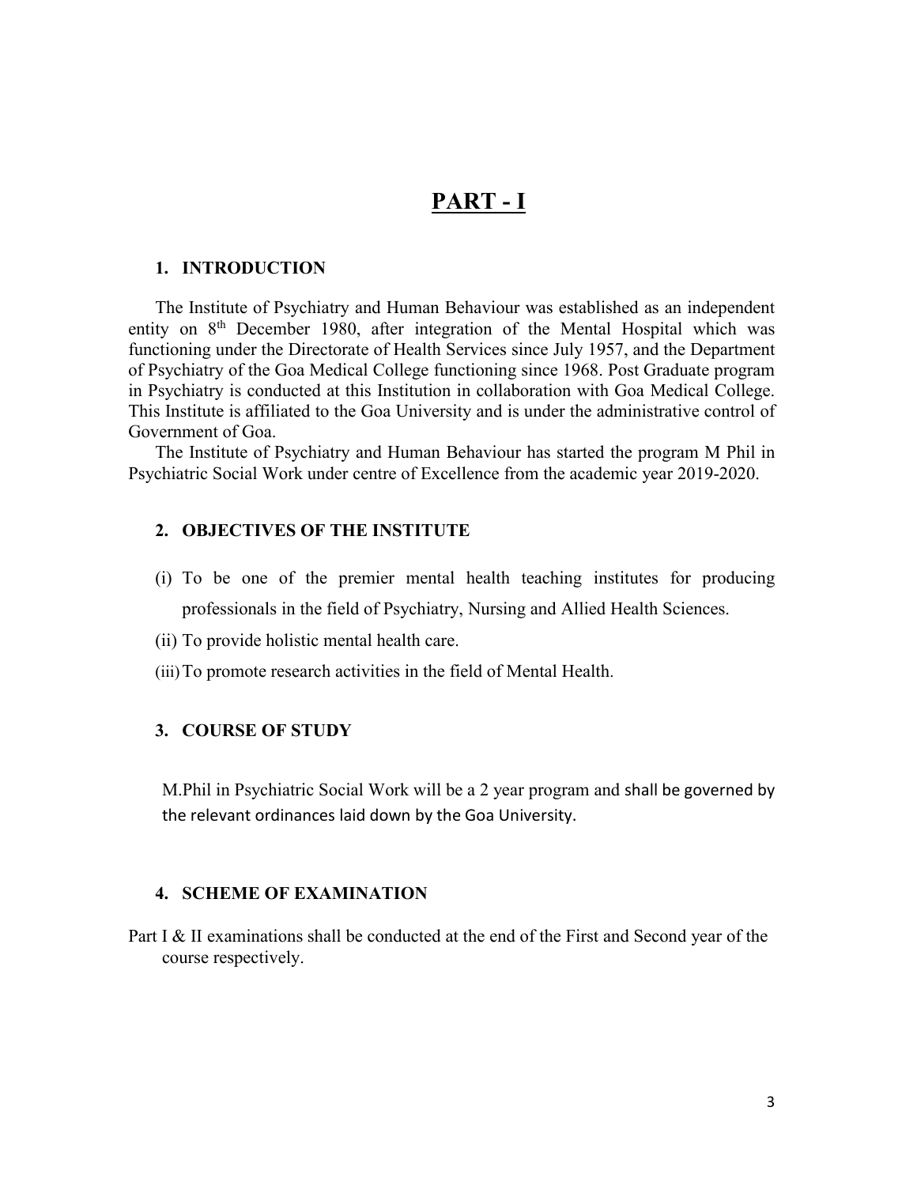# PART - I

## 1. INTRODUCTION

The Institute of Psychiatry and Human Behaviour was established as an independent entity on 8th December 1980, after integration of the Mental Hospital which was functioning under the Directorate of Health Services since July 1957, and the Department of Psychiatry of the Goa Medical College functioning since 1968. Post Graduate program in Psychiatry is conducted at this Institution in collaboration with Goa Medical College. This Institute is affiliated to the Goa University and is under the administrative control of Government of Goa.

The Institute of Psychiatry and Human Behaviour has started the program M Phil in Psychiatric Social Work under centre of Excellence from the academic year 2019-2020.

## 2. OBJECTIVES OF THE INSTITUTE

(i) To be one of the premier mental health teaching institutes for producing professionals in the field of Psychiatry, Nursing and Allied Health Sciences.

(ii) To provide holistic mental health care.

(iii) To promote research activities in the field of Mental Health.

## 3. COURSE OF STUDY

M.Phil in Psychiatric Social Work will be a 2 year program and shall be governed by the relevant ordinances laid down by the Goa University.

## 4. SCHEME OF EXAMINATION

Part I & II examinations shall be conducted at the end of the First and Second year of the course respectively.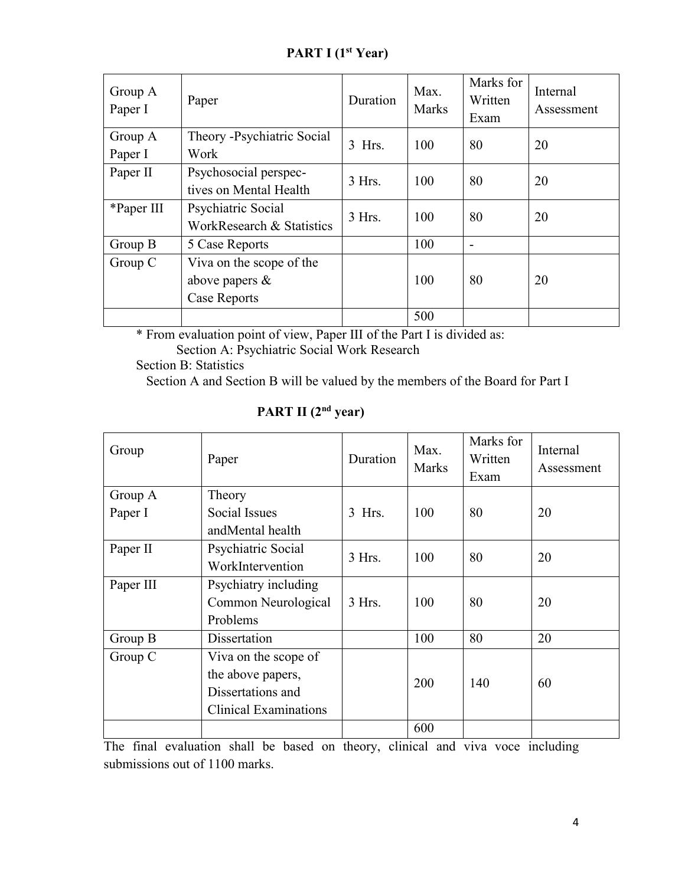## PART I (1st Year)

| Group A Paper I | Paper | Duration | Max. Marks | Marks for Written Exam | Internal Assessment |
|---|---|---|---|---|---|
| Group A Paper I | Theory -Psychiatric Social Work | 3 Hrs. | 100 | 80 | 20 |
| Paper II | Psychosocial perspec-tives on Mental Health | 3 Hrs. | 100 | 80 | 20 |
| *Paper III | Psychiatric Social WorkResearch & Statistics | 3 Hrs. | 100 | 80 | 20 |
| Group B | 5 Case Reports | | 100 | - | |
| Group C | Viva on the scope of the above papers & Case Reports | | 100 | 80 | 20 |
| | | | 500 | | |

* From evaluation point of view, Paper III of the Part I is divided as:

Section A: Psychiatric Social Work Research

Section B: Statistics

Section A and Section B will be valued by the members of the Board for Part I

## PART II (2nd year)

| Group | Paper | Duration | Max. Marks | Marks for Written Exam | Internal Assessment |
|---|---|---|---|---|---|
| Group A Paper I | Theory Social Issues andMental health | 3 Hrs. | 100 | 80 | 20 |
| Paper II | Psychiatric Social WorkIntervention | 3 Hrs. | 100 | 80 | 20 |
| Paper III | Psychiatry including Common Neurological Problems | 3 Hrs. | 100 | 80 | 20 |
| Group B | Dissertation | | 100 | 80 | 20 |
| Group C | Viva on the scope of the above papers, Dissertations and Clinical Examinations | | 200 | 140 | 60 |
| | | | 600 | | |

The final evaluation shall be based on theory, clinical and viva voce including submissions out of 1100 marks.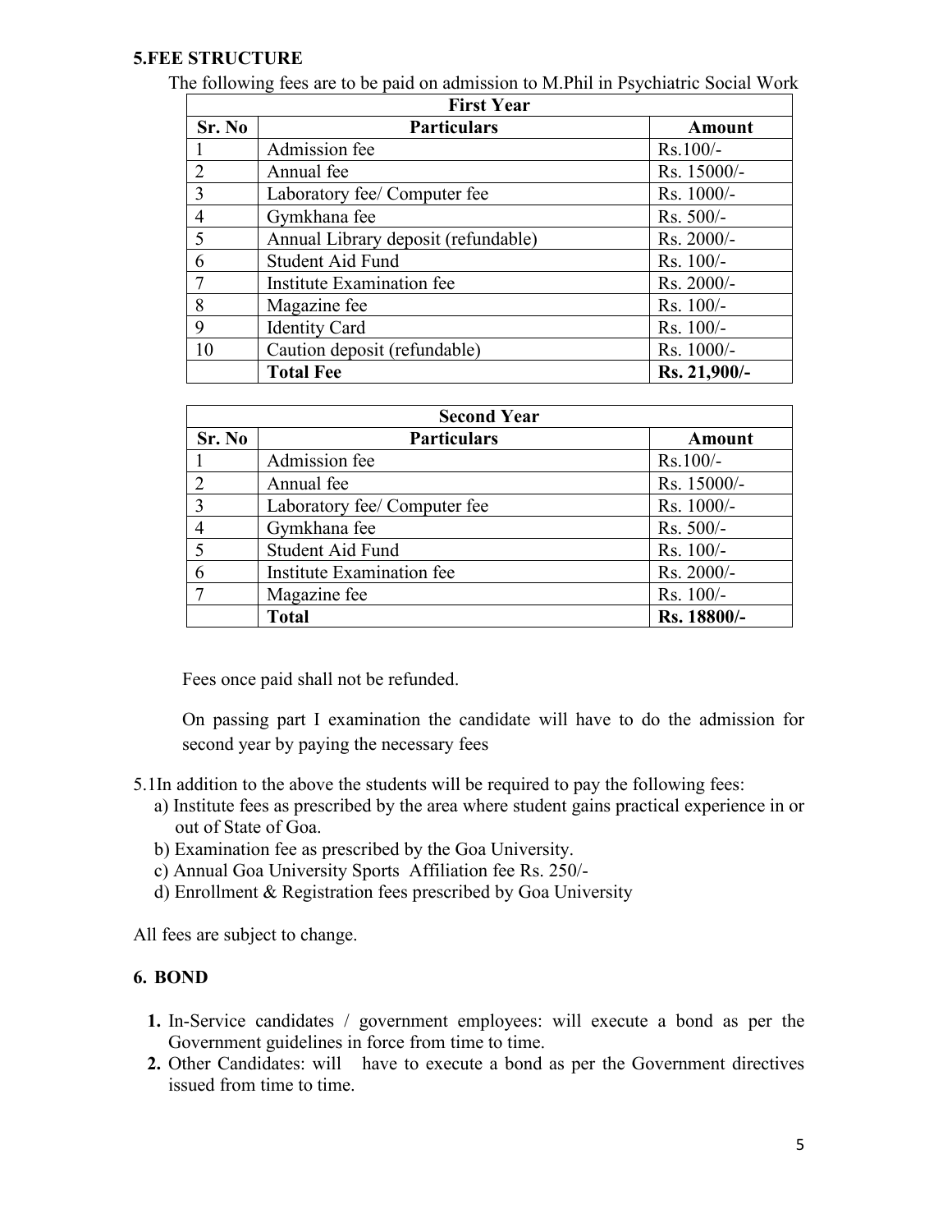## 5.FEE STRUCTURE

The following fees are to be paid on admission to M.Phil in Psychiatric Social Work

| First Year | | |
|---|---|---|
| **Sr. No** | **Particulars** | **Amount** |
| 1 | Admission fee | Rs.100/- |
| 2 | Annual fee | Rs. 15000/- |
| 3 | Laboratory fee/ Computer fee | Rs. 1000/- |
| 4 | Gymkhana fee | Rs. 500/- |
| 5 | Annual Library deposit (refundable) | Rs. 2000/- |
| 6 | Student Aid Fund | Rs. 100/- |
| 7 | Institute Examination fee | Rs. 2000/- |
| 8 | Magazine fee | Rs. 100/- |
| 9 | Identity Card | Rs. 100/- |
| 10 | Caution deposit (refundable) | Rs. 1000/- |
| | **Total Fee** | **Rs. 21,900/-** |

| Second Year | | |
|---|---|---|
| **Sr. No** | **Particulars** | **Amount** |
| 1 | Admission fee | Rs.100/- |
| 2 | Annual fee | Rs. 15000/- |
| 3 | Laboratory fee/ Computer fee | Rs. 1000/- |
| 4 | Gymkhana fee | Rs. 500/- |
| 5 | Student Aid Fund | Rs. 100/- |
| 6 | Institute Examination fee | Rs. 2000/- |
| 7 | Magazine fee | Rs. 100/- |
| | **Total** | **Rs. 18800/-** |

Fees once paid shall not be refunded.

On passing part I examination the candidate will have to do the admission for second year by paying the necessary fees

5.1In addition to the above the students will be required to pay the following fees:

a) Institute fees as prescribed by the area where student gains practical experience in or out of State of Goa.

b) Examination fee as prescribed by the Goa University.

c) Annual Goa University Sports Affiliation fee Rs. 250/-

d) Enrollment & Registration fees prescribed by Goa University

All fees are subject to change.

## 6. BOND

1. In-Service candidates / government employees: will execute a bond as per the Government guidelines in force from time to time.
2. Other Candidates: will have to execute a bond as per the Government directives issued from time to time.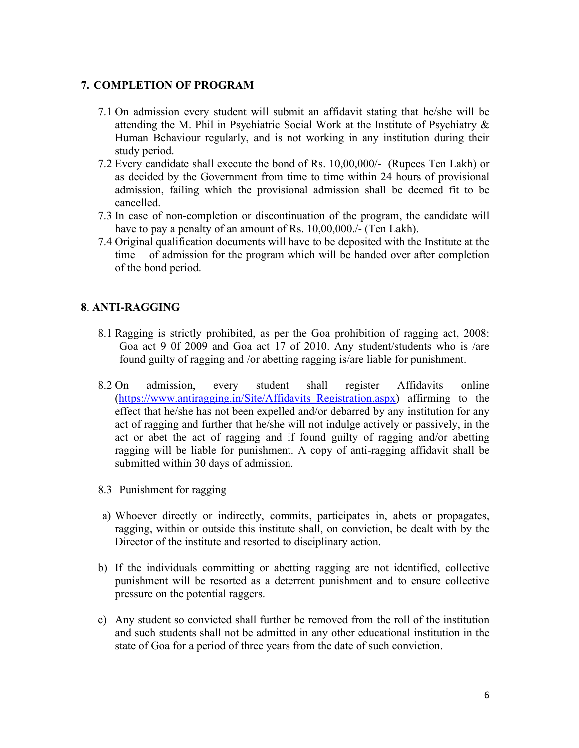## 7. COMPLETION OF PROGRAM

7.1 On admission every student will submit an affidavit stating that he/she will be attending the M. Phil in Psychiatric Social Work at the Institute of Psychiatry & Human Behaviour regularly, and is not working in any institution during their study period.

7.2 Every candidate shall execute the bond of Rs. 10,00,000/- (Rupees Ten Lakh) or as decided by the Government from time to time within 24 hours of provisional admission, failing which the provisional admission shall be deemed fit to be cancelled.

7.3 In case of non-completion or discontinuation of the program, the candidate will have to pay a penalty of an amount of Rs. 10,00,000./- (Ten Lakh).

7.4 Original qualification documents will have to be deposited with the Institute at the time of admission for the program which will be handed over after completion of the bond period.

## 8. ANTI-RAGGING

8.1 Ragging is strictly prohibited, as per the Goa prohibition of ragging act, 2008: Goa act 9 0f 2009 and Goa act 17 of 2010. Any student/students who is /are found guilty of ragging and /or abetting ragging is/are liable for punishment.

8.2 On admission, every student shall register Affidavits online (https://www.antiragging.in/Site/Affidavits_Registration.aspx) affirming to the effect that he/she has not been expelled and/or debarred by any institution for any act of ragging and further that he/she will not indulge actively or passively, in the act or abet the act of ragging and if found guilty of ragging and/or abetting ragging will be liable for punishment. A copy of anti-ragging affidavit shall be submitted within 30 days of admission.

8.3 Punishment for ragging

a) Whoever directly or indirectly, commits, participates in, abets or propagates, ragging, within or outside this institute shall, on conviction, be dealt with by the Director of the institute and resorted to disciplinary action.

b) If the individuals committing or abetting ragging are not identified, collective punishment will be resorted as a deterrent punishment and to ensure collective pressure on the potential raggers.

c) Any student so convicted shall further be removed from the roll of the institution and such students shall not be admitted in any other educational institution in the state of Goa for a period of three years from the date of such conviction.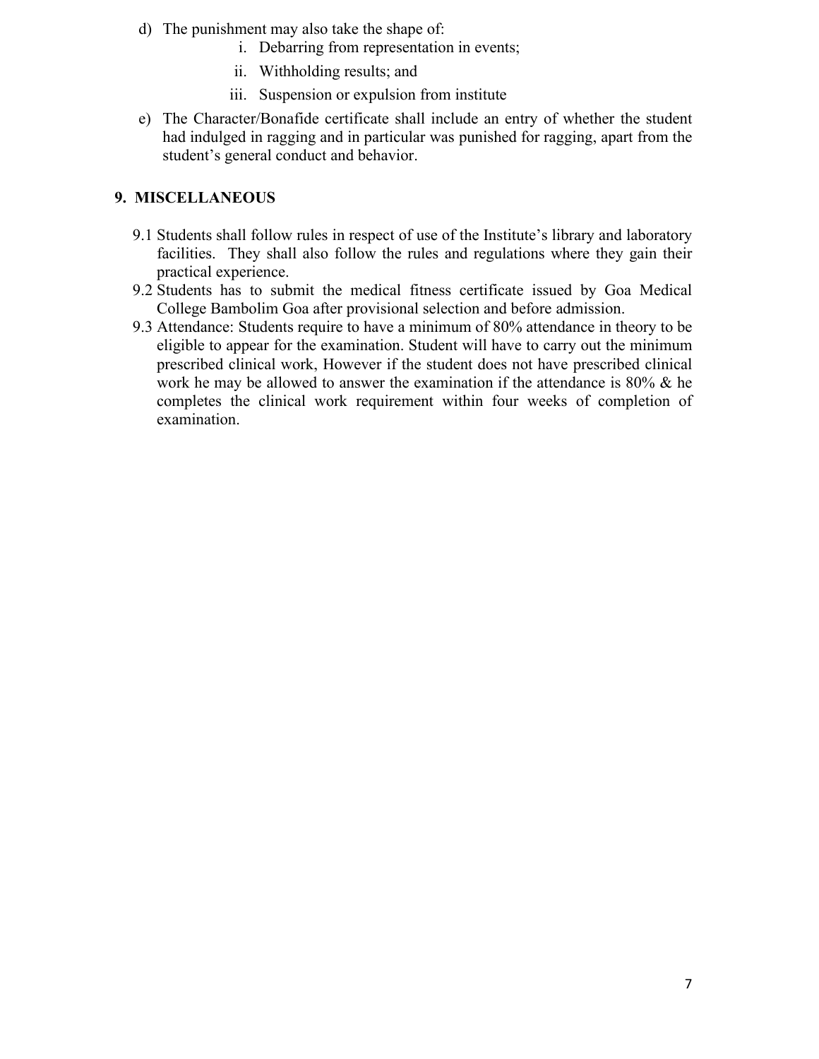d) The punishment may also take the shape of:
    i. Debarring from representation in events;
    ii. Withholding results; and
    iii. Suspension or expulsion from institute

e) The Character/Bonafide certificate shall include an entry of whether the student had indulged in ragging and in particular was punished for ragging, apart from the student's general conduct and behavior.

## 9. MISCELLANEOUS

9.1 Students shall follow rules in respect of use of the Institute's library and laboratory facilities. They shall also follow the rules and regulations where they gain their practical experience.

9.2 Students has to submit the medical fitness certificate issued by Goa Medical College Bambolim Goa after provisional selection and before admission.

9.3 Attendance: Students require to have a minimum of 80% attendance in theory to be eligible to appear for the examination. Student will have to carry out the minimum prescribed clinical work, However if the student does not have prescribed clinical work he may be allowed to answer the examination if the attendance is 80% & he completes the clinical work requirement within four weeks of completion of examination.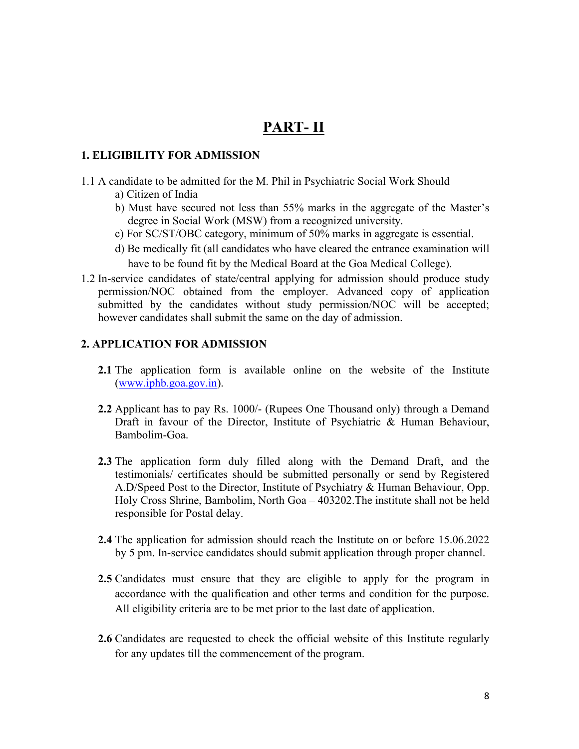# PART- II

### 1. ELIGIBILITY FOR ADMISSION

1.1 A candidate to be admitted for the M. Phil in Psychiatric Social Work Should

- a) Citizen of India
- b) Must have secured not less than 55% marks in the aggregate of the Master's degree in Social Work (MSW) from a recognized university.
- c) For SC/ST/OBC category, minimum of 50% marks in aggregate is essential.
- d) Be medically fit (all candidates who have cleared the entrance examination will have to be found fit by the Medical Board at the Goa Medical College).

1.2 In-service candidates of state/central applying for admission should produce study permission/NOC obtained from the employer. Advanced copy of application submitted by the candidates without study permission/NOC will be accepted; however candidates shall submit the same on the day of admission.

### 2. APPLICATION FOR ADMISSION

**2.1** The application form is available online on the website of the Institute (www.iphb.goa.gov.in).

**2.2** Applicant has to pay Rs. 1000/- (Rupees One Thousand only) through a Demand Draft in favour of the Director, Institute of Psychiatric & Human Behaviour, Bambolim-Goa.

**2.3** The application form duly filled along with the Demand Draft, and the testimonials/ certificates should be submitted personally or send by Registered A.D/Speed Post to the Director, Institute of Psychiatry & Human Behaviour, Opp. Holy Cross Shrine, Bambolim, North Goa – 403202.The institute shall not be held responsible for Postal delay.

**2.4** The application for admission should reach the Institute on or before 15.06.2022 by 5 pm. In-service candidates should submit application through proper channel.

**2.5** Candidates must ensure that they are eligible to apply for the program in accordance with the qualification and other terms and condition for the purpose. All eligibility criteria are to be met prior to the last date of application.

**2.6** Candidates are requested to check the official website of this Institute regularly for any updates till the commencement of the program.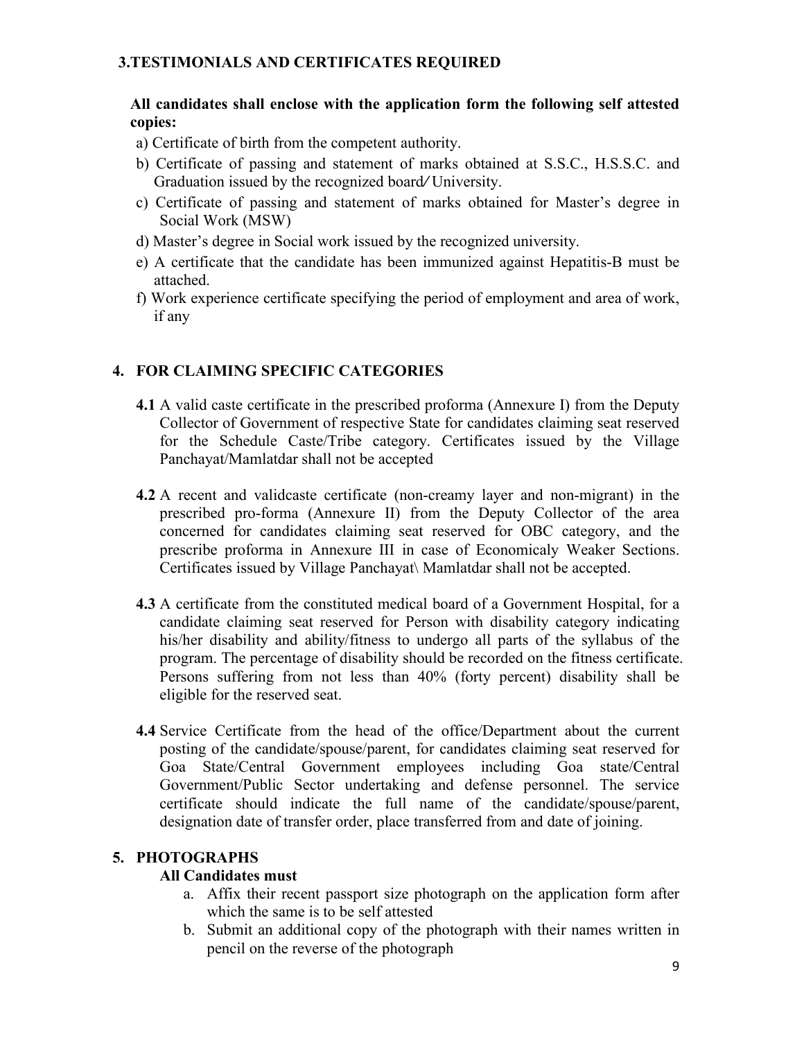## 3.TESTIMONIALS AND CERTIFICATES REQUIRED

**All candidates shall enclose with the application form the following self attested copies:**

a) Certificate of birth from the competent authority.

b) Certificate of passing and statement of marks obtained at S.S.C., H.S.S.C. and Graduation issued by the recognized board/ University.

c) Certificate of passing and statement of marks obtained for Master's degree in Social Work (MSW)

d) Master's degree in Social work issued by the recognized university.

e) A certificate that the candidate has been immunized against Hepatitis-B must be attached.

f) Work experience certificate specifying the period of employment and area of work, if any

## 4. FOR CLAIMING SPECIFIC CATEGORIES

**4.1** A valid caste certificate in the prescribed proforma (Annexure I) from the Deputy Collector of Government of respective State for candidates claiming seat reserved for the Schedule Caste/Tribe category. Certificates issued by the Village Panchayat/Mamlatdar shall not be accepted

**4.2** A recent and validcaste certificate (non-creamy layer and non-migrant) in the prescribed pro-forma (Annexure II) from the Deputy Collector of the area concerned for candidates claiming seat reserved for OBC category, and the prescribe proforma in Annexure III in case of Economicaly Weaker Sections. Certificates issued by Village Panchayat\ Mamlatdar shall not be accepted.

**4.3** A certificate from the constituted medical board of a Government Hospital, for a candidate claiming seat reserved for Person with disability category indicating his/her disability and ability/fitness to undergo all parts of the syllabus of the program. The percentage of disability should be recorded on the fitness certificate. Persons suffering from not less than 40% (forty percent) disability shall be eligible for the reserved seat.

**4.4** Service Certificate from the head of the office/Department about the current posting of the candidate/spouse/parent, for candidates claiming seat reserved for Goa State/Central Government employees including Goa state/Central Government/Public Sector undertaking and defense personnel. The service certificate should indicate the full name of the candidate/spouse/parent, designation date of transfer order, place transferred from and date of joining.

## 5. PHOTOGRAPHS

**All Candidates must**

a. Affix their recent passport size photograph on the application form after which the same is to be self attested

b. Submit an additional copy of the photograph with their names written in pencil on the reverse of the photograph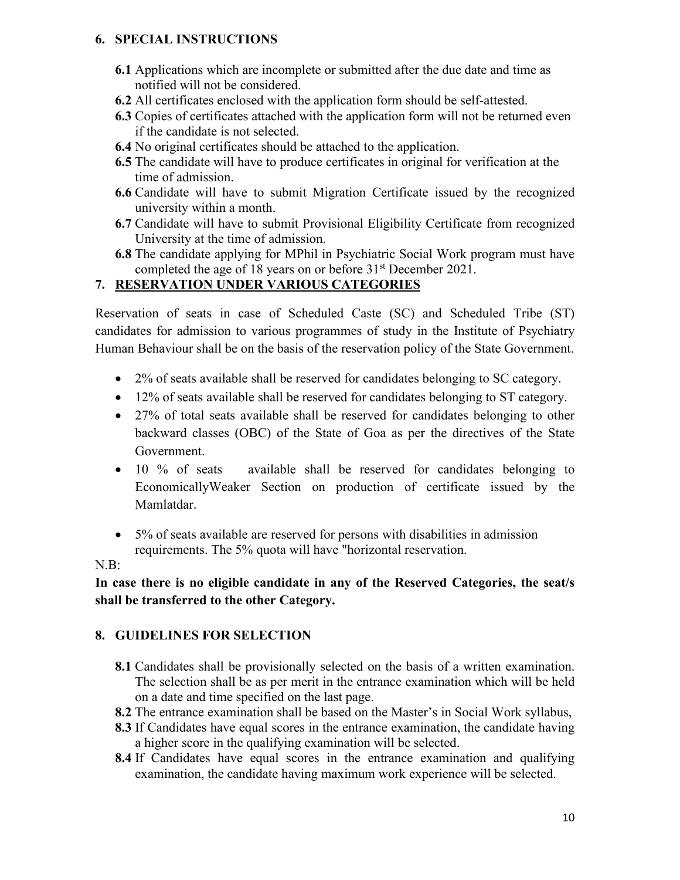## 6. SPECIAL INSTRUCTIONS

- **6.1** Applications which are incomplete or submitted after the due date and time as notified will not be considered.
- **6.2** All certificates enclosed with the application form should be self-attested.
- **6.3** Copies of certificates attached with the application form will not be returned even if the candidate is not selected.
- **6.4** No original certificates should be attached to the application.
- **6.5** The candidate will have to produce certificates in original for verification at the time of admission.
- **6.6** Candidate will have to submit Migration Certificate issued by the recognized university within a month.
- **6.7** Candidate will have to submit Provisional Eligibility Certificate from recognized University at the time of admission.
- **6.8** The candidate applying for MPhil in Psychiatric Social Work program must have completed the age of 18 years on or before 31st December 2021.

## 7. RESERVATION UNDER VARIOUS CATEGORIES

Reservation of seats in case of Scheduled Caste (SC) and Scheduled Tribe (ST) candidates for admission to various programmes of study in the Institute of Psychiatry Human Behaviour shall be on the basis of the reservation policy of the State Government.

- 2% of seats available shall be reserved for candidates belonging to SC category.
- 12% of seats available shall be reserved for candidates belonging to ST category.
- 27% of total seats available shall be reserved for candidates belonging to other backward classes (OBC) of the State of Goa as per the directives of the State Government.
- 10 % of seats available shall be reserved for candidates belonging to EconomicallyWeaker Section on production of certificate issued by the Mamlatdar.
- 5% of seats available are reserved for persons with disabilities in admission requirements. The 5% quota will have "horizontal reservation.

N.B:

**In case there is no eligible candidate in any of the Reserved Categories, the seat/s shall be transferred to the other Category.**

## 8. GUIDELINES FOR SELECTION

- **8.1** Candidates shall be provisionally selected on the basis of a written examination. The selection shall be as per merit in the entrance examination which will be held on a date and time specified on the last page.
- **8.2** The entrance examination shall be based on the Master's in Social Work syllabus,
- **8.3** If Candidates have equal scores in the entrance examination, the candidate having a higher score in the qualifying examination will be selected.
- **8.4** If Candidates have equal scores in the entrance examination and qualifying examination, the candidate having maximum work experience will be selected.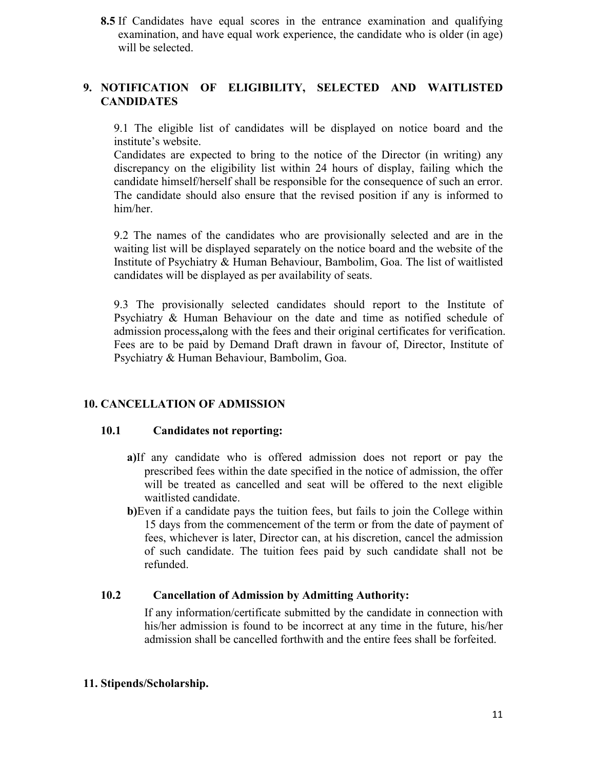**8.5** If Candidates have equal scores in the entrance examination and qualifying examination, and have equal work experience, the candidate who is older (in age) will be selected.

## 9. NOTIFICATION OF ELIGIBILITY, SELECTED AND WAITLISTED CANDIDATES

9.1 The eligible list of candidates will be displayed on notice board and the institute's website.
Candidates are expected to bring to the notice of the Director (in writing) any discrepancy on the eligibility list within 24 hours of display, failing which the candidate himself/herself shall be responsible for the consequence of such an error. The candidate should also ensure that the revised position if any is informed to him/her.

9.2 The names of the candidates who are provisionally selected and are in the waiting list will be displayed separately on the notice board and the website of the Institute of Psychiatry & Human Behaviour, Bambolim, Goa. The list of waitlisted candidates will be displayed as per availability of seats.

9.3 The provisionally selected candidates should report to the Institute of Psychiatry & Human Behaviour on the date and time as notified schedule of admission process**,**along with the fees and their original certificates for verification. Fees are to be paid by Demand Draft drawn in favour of, Director, Institute of Psychiatry & Human Behaviour, Bambolim, Goa.

## 10. CANCELLATION OF ADMISSION

### 10.1 Candidates not reporting:

**a)**If any candidate who is offered admission does not report or pay the prescribed fees within the date specified in the notice of admission, the offer will be treated as cancelled and seat will be offered to the next eligible waitlisted candidate.

**b)**Even if a candidate pays the tuition fees, but fails to join the College within 15 days from the commencement of the term or from the date of payment of fees, whichever is later, Director can, at his discretion, cancel the admission of such candidate. The tuition fees paid by such candidate shall not be refunded.

### 10.2 Cancellation of Admission by Admitting Authority:

If any information/certificate submitted by the candidate in connection with his/her admission is found to be incorrect at any time in the future, his/her admission shall be cancelled forthwith and the entire fees shall be forfeited.

## 11. Stipends/Scholarship.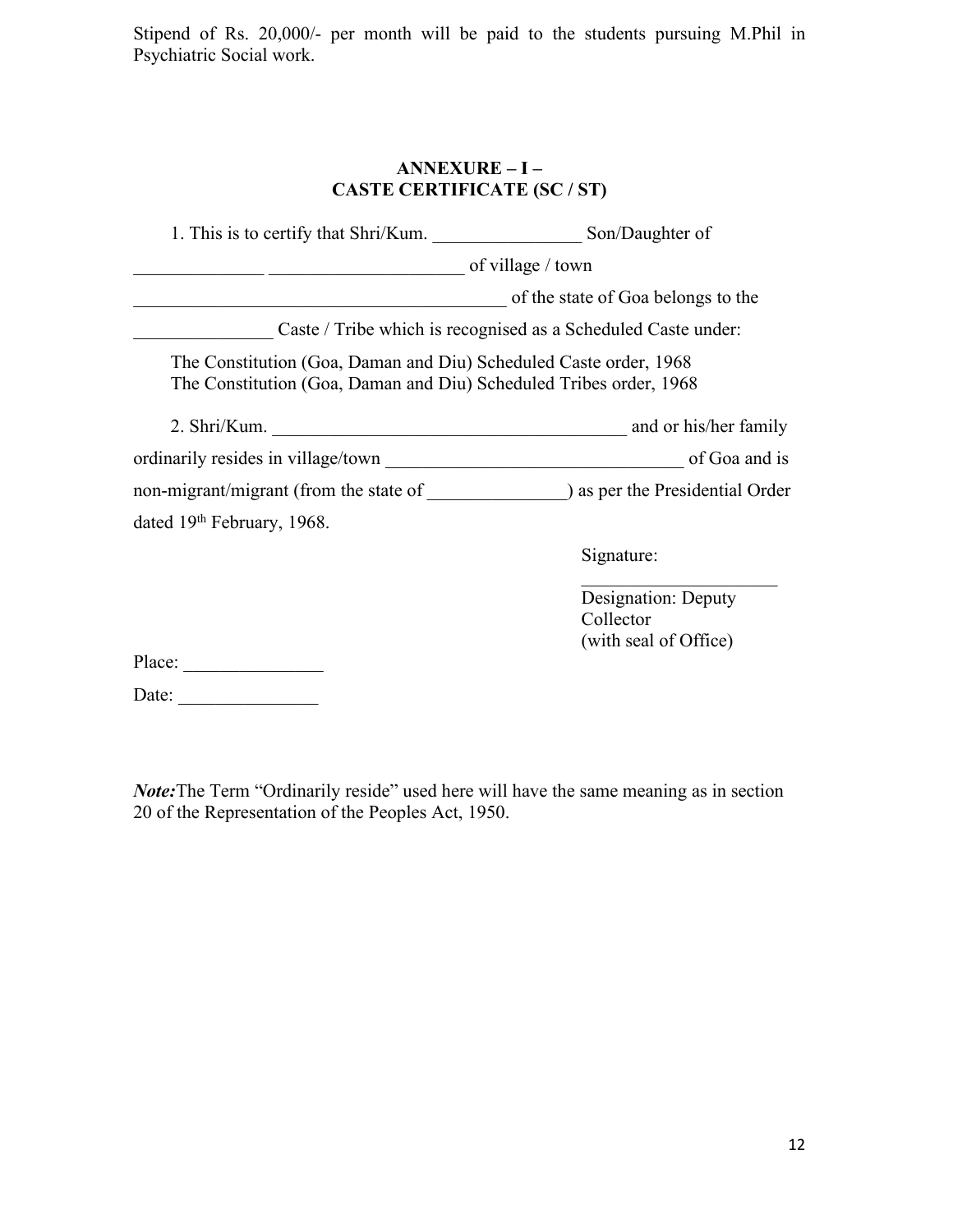Stipend of Rs. 20,000/- per month will be paid to the students pursuing M.Phil in Psychiatric Social work.

## ANNEXURE – I –
## CASTE CERTIFICATE (SC / ST)

1. This is to certify that Shri/Kum. ________________ Son/Daughter of ______________ ____________________ of village / town _______________________________________ of the state of Goa belongs to the _______________ Caste / Tribe which is recognised as a Scheduled Caste under:

The Constitution (Goa, Daman and Diu) Scheduled Caste order, 1968
The Constitution (Goa, Daman and Diu) Scheduled Tribes order, 1968

2. Shri/Kum. ______________________________________ and or his/her family ordinarily resides in village/town ________________________________ of Goa and is non-migrant/migrant (from the state of _______________) as per the Presidential Order dated 19th February, 1968.

Signature: _____________________
Designation: Deputy Collector
(with seal of Office)

Place: _______________

Date: _______________

***Note:*** The Term "Ordinarily reside" used here will have the same meaning as in section 20 of the Representation of the Peoples Act, 1950.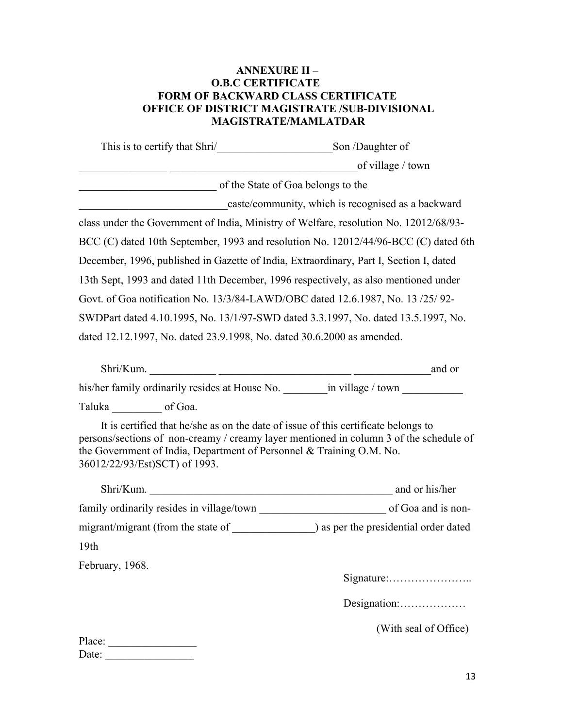**ANNEXURE II –**
**O.B.C CERTIFICATE**
**FORM OF BACKWARD CLASS CERTIFICATE**
**OFFICE OF DISTRICT MAGISTRATE /SUB-DIVISIONAL MAGISTRATE/MAMLATDAR**

This is to certify that Shri/_____________________Son /Daughter of _______________ _________________________________of village / town _________________________ of the State of Goa belongs to the ___________________________caste/community, which is recognised as a backward class under the Government of India, Ministry of Welfare, resolution No. 12012/68/93-BCC (C) dated 10th September, 1993 and resolution No. 12012/44/96-BCC (C) dated 6th December, 1996, published in Gazette of India, Extraordinary, Part I, Section I, dated 13th Sept, 1993 and dated 11th December, 1996 respectively, as also mentioned under Govt. of Goa notification No. 13/3/84-LAWD/OBC dated 12.6.1987, No. 13 /25/ 92-SWDPart dated 4.10.1995, No. 13/1/97-SWD dated 3.3.1997, No. dated 13.5.1997, No. dated 12.12.1997, No. dated 23.9.1998, No. dated 30.6.2000 as amended.

Shri/Kum. ____________ ________________________ ______________and or his/her family ordinarily resides at House No. ________in village / town ___________ Taluka _________ of Goa.

It is certified that he/she as on the date of issue of this certificate belongs to persons/sections of non-creamy / creamy layer mentioned in column 3 of the schedule of the Government of India, Department of Personnel & Training O.M. No. 36012/22/93/Est)SCT) of 1993.

Shri/Kum. ______________________________________________ and or his/her family ordinarily resides in village/town _______________________ of Goa and is non-migrant/migrant (from the state of _______________) as per the presidential order dated 19th February, 1968.

Signature:…………………..

Designation:………………

(With seal of Office)

Place: ________________
Date: ________________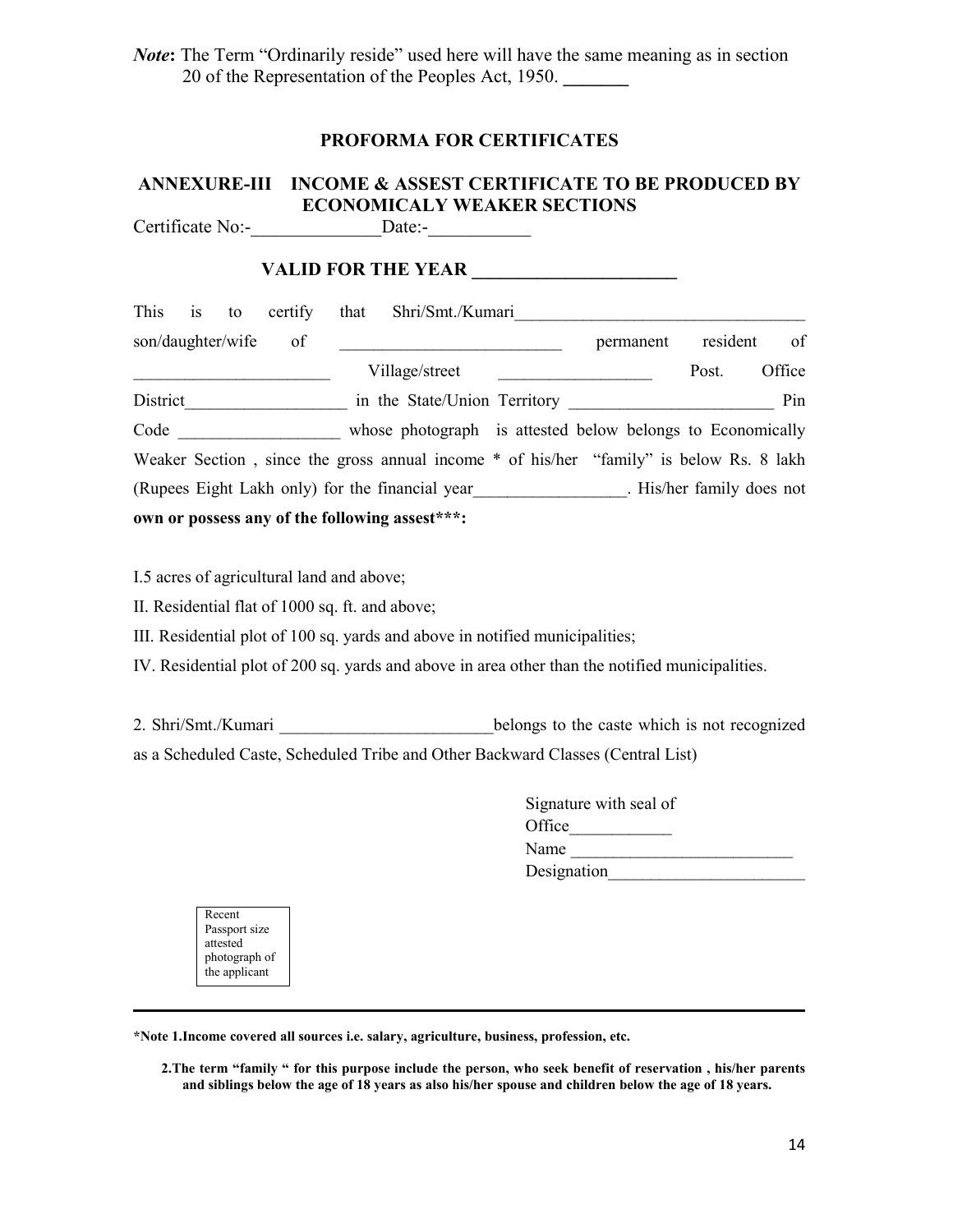***Note*:** The Term "Ordinarily reside" used here will have the same meaning as in section 20 of the Representation of the Peoples Act, 1950. _______

## PROFORMA FOR CERTIFICATES

### ANNEXURE-III INCOME & ASSEST CERTIFICATE TO BE PRODUCED BY ECONOMICALY WEAKER SECTIONS

Certificate No:-______________Date:-___________

**VALID FOR THE YEAR ______________________**

This is to certify that Shri/Smt./Kumari_________________________________ son/daughter/wife of _________________________ permanent resident of ______________________ Village/street _________________ Post. Office District__________________ in the State/Union Territory _______________________ Pin Code __________________ whose photograph is attested below belongs to Economically Weaker Section , since the gross annual income * of his/her "family" is below Rs. 8 lakh (Rupees Eight Lakh only) for the financial year_________________. His/her family does not **own or possess any of the following assest***:**

I.5 acres of agricultural land and above;

II. Residential flat of 1000 sq. ft. and above;

III. Residential plot of 100 sq. yards and above in notified municipalities;

IV. Residential plot of 200 sq. yards and above in area other than the notified municipalities.

2. Shri/Smt./Kumari ________________________belongs to the caste which is not recognized as a Scheduled Caste, Scheduled Tribe and Other Backward Classes (Central List)

Signature with seal of
Office___________
Name _________________________
Designation______________________

| Recent Passport size attested photograph of the applicant |
|---|

---

**\*Note 1.Income covered all sources i.e. salary, agriculture, business, profession, etc.**

**2.The term "family " for this purpose include the person, who seek benefit of reservation , his/her parents and siblings below the age of 18 years as also his/her spouse and children below the age of 18 years.**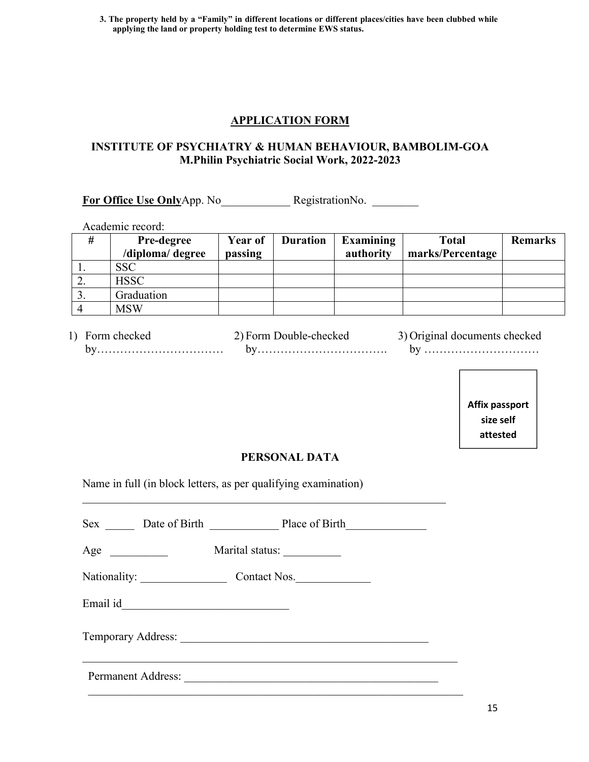**3. The property held by a "Family" in different locations or different places/cities have been clubbed while applying the land or property holding test to determine EWS status.**

## APPLICATION FORM

### INSTITUTE OF PSYCHIATRY & HUMAN BEHAVIOUR, BAMBOLIM-GOA
### M.Philin Psychiatric Social Work, 2022-2023

**For Office Use Only**App. No____________ RegistrationNo. ________

Academic record:

| # | Pre-degree /diploma/ degree | Year of passing | Duration | Examining authority | Total marks/Percentage | Remarks |
|---|---|---|---|---|---|---|
| 1. | SSC | | | | | |
| 2. | HSSC | | | | | |
| 3. | Graduation | | | | | |
| 4 | MSW | | | | | |

1) Form checked by……………………………
2) Form Double-checked by…………………………….
3) Original documents checked by …………………………

Affix passport size self attested

### PERSONAL DATA

Name in full (in block letters, as per qualifying examination)

_________________________________________________________________

Sex _____ Date of Birth ____________ Place of Birth______________

Age __________ Marital status: __________

Nationality: _______________ Contact Nos._____________

Email id_____________________________

Temporary Address: ____________________________________________

__________________________________________________________________

Permanent Address: _____________________________________________

__________________________________________________________________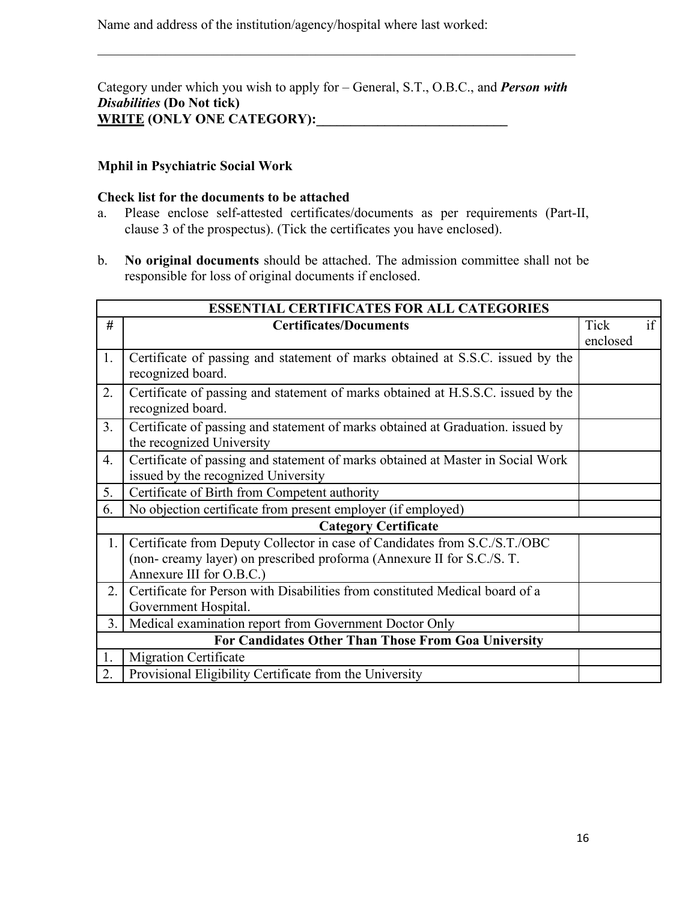Name and address of the institution/agency/hospital where last worked:

___________________________________________________________________________

Category under which you wish to apply for – General, S.T., O.B.C., and ***Person with Disabilities*** **(Do Not tick)**
**WRITE (ONLY ONE CATEGORY):_____________________________**

**Mphil in Psychiatric Social Work**

**Check list for the documents to be attached**

a. Please enclose self-attested certificates/documents as per requirements (Part-II, clause 3 of the prospectus). (Tick the certificates you have enclosed).

b. **No original documents** should be attached. The admission committee shall not be responsible for loss of original documents if enclosed.

| **ESSENTIAL CERTIFICATES FOR ALL CATEGORIES** | | |
|---|---|---|
| **#** | **Certificates/Documents** | Tick if enclosed |
| 1. | Certificate of passing and statement of marks obtained at S.S.C. issued by the recognized board. | |
| 2. | Certificate of passing and statement of marks obtained at H.S.S.C. issued by the recognized board. | |
| 3. | Certificate of passing and statement of marks obtained at Graduation. issued by the recognized University | |
| 4. | Certificate of passing and statement of marks obtained at Master in Social Work issued by the recognized University | |
| 5. | Certificate of Birth from Competent authority | |
| 6. | No objection certificate from present employer (if employed) | |
| **Category Certificate** | | |
| 1. | Certificate from Deputy Collector in case of Candidates from S.C./S.T./OBC (non- creamy layer) on prescribed proforma (Annexure II for S.C./S. T. Annexure III for O.B.C.) | |
| 2. | Certificate for Person with Disabilities from constituted Medical board of a Government Hospital. | |
| 3. | Medical examination report from Government Doctor Only | |
| **For Candidates Other Than Those From Goa University** | | |
| 1. | Migration Certificate | |
| 2. | Provisional Eligibility Certificate from the University | |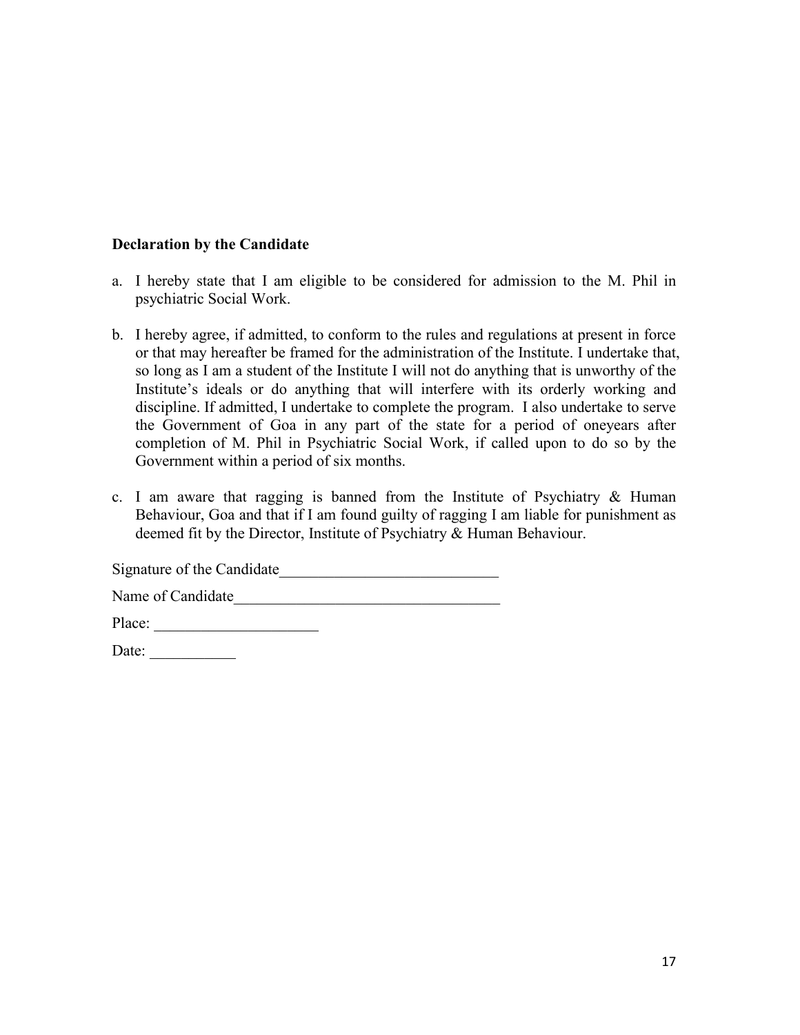**Declaration by the Candidate**

a. I hereby state that I am eligible to be considered for admission to the M. Phil in psychiatric Social Work.

b. I hereby agree, if admitted, to conform to the rules and regulations at present in force or that may hereafter be framed for the administration of the Institute. I undertake that, so long as I am a student of the Institute I will not do anything that is unworthy of the Institute's ideals or do anything that will interfere with its orderly working and discipline. If admitted, I undertake to complete the program. I also undertake to serve the Government of Goa in any part of the state for a period of oneyears after completion of M. Phil in Psychiatric Social Work, if called upon to do so by the Government within a period of six months.

c. I am aware that ragging is banned from the Institute of Psychiatry & Human Behaviour, Goa and that if I am found guilty of ragging I am liable for punishment as deemed fit by the Director, Institute of Psychiatry & Human Behaviour.

Signature of the Candidate____________________________

Name of Candidate__________________________________

Place: _____________________

Date: ___________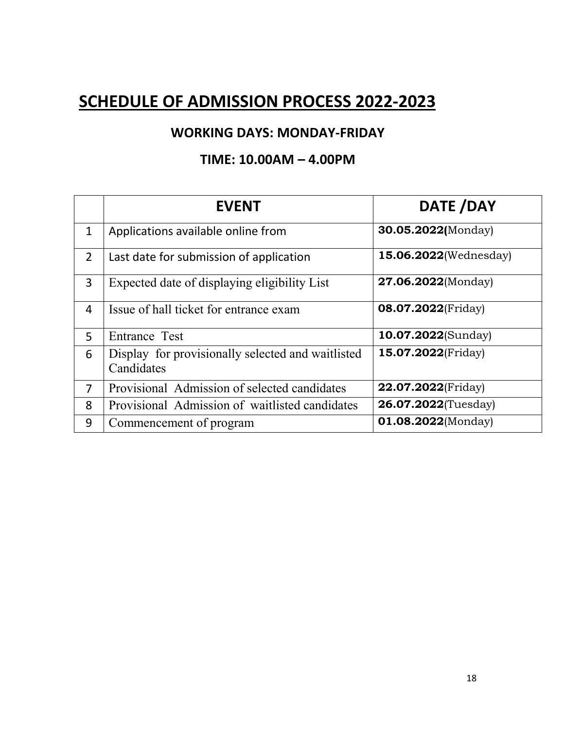# SCHEDULE OF ADMISSION PROCESS 2022-2023

## WORKING DAYS: MONDAY-FRIDAY

## TIME: 10.00AM – 4.00PM

| | EVENT | DATE /DAY |
|---|---|---|
| 1 | Applications available online from | **30.05.2022(**Monday) |
| 2 | Last date for submission of application | **15.06.2022**(Wednesday) |
| 3 | Expected date of displaying eligibility List | **27.06.2022**(Monday) |
| 4 | Issue of hall ticket for entrance exam | **08.07.2022**(Friday) |
| 5 | Entrance Test | **10.07.2022**(Sunday) |
| 6 | Display for provisionally selected and waitlisted Candidates | **15.07.2022**(Friday) |
| 7 | Provisional Admission of selected candidates | **22.07.2022**(Friday) |
| 8 | Provisional Admission of waitlisted candidates | **26.07.2022**(Tuesday) |
| 9 | Commencement of program | **01.08.2022**(Monday) |